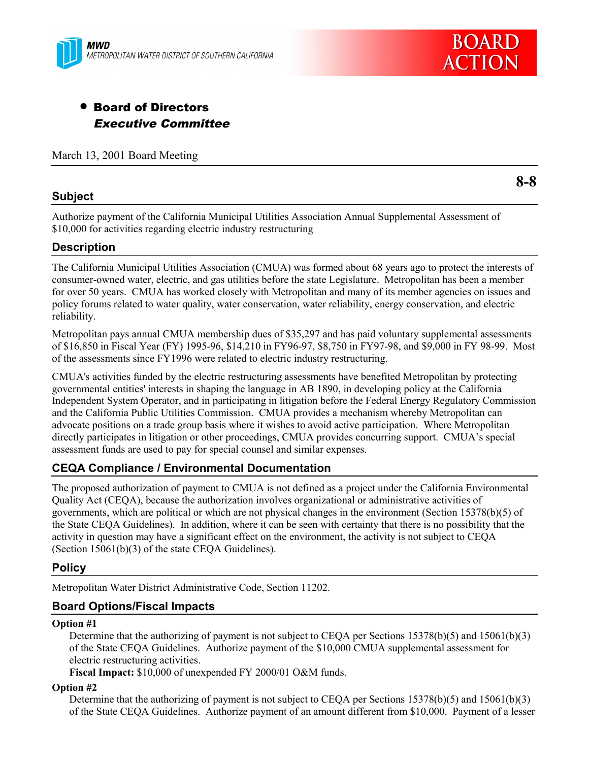MWD
METROPOLITAN WATER DISTRICT OF SOUTHERN CALIFORNIA

BOARD ACTION

- **Board of Directors**
  ***Executive Committee***

March 13, 2001 Board Meeting

**8-8**

## Subject

Authorize payment of the California Municipal Utilities Association Annual Supplemental Assessment of $10,000 for activities regarding electric industry restructuring

## Description

The California Municipal Utilities Association (CMUA) was formed about 68 years ago to protect the interests of consumer-owned water, electric, and gas utilities before the state Legislature. Metropolitan has been a member for over 50 years. CMUA has worked closely with Metropolitan and many of its member agencies on issues and policy forums related to water quality, water conservation, water reliability, energy conservation, and electric reliability.

Metropolitan pays annual CMUA membership dues of $35,297 and has paid voluntary supplemental assessments of $16,850 in Fiscal Year (FY) 1995-96, $14,210 in FY96-97, $8,750 in FY97-98, and $9,000 in FY 98-99. Most of the assessments since FY1996 were related to electric industry restructuring.

CMUA's activities funded by the electric restructuring assessments have benefited Metropolitan by protecting governmental entities' interests in shaping the language in AB 1890, in developing policy at the California Independent System Operator, and in participating in litigation before the Federal Energy Regulatory Commission and the California Public Utilities Commission. CMUA provides a mechanism whereby Metropolitan can advocate positions on a trade group basis where it wishes to avoid active participation. Where Metropolitan directly participates in litigation or other proceedings, CMUA provides concurring support. CMUA's special assessment funds are used to pay for special counsel and similar expenses.

## CEQA Compliance / Environmental Documentation

The proposed authorization of payment to CMUA is not defined as a project under the California Environmental Quality Act (CEQA), because the authorization involves organizational or administrative activities of governments, which are political or which are not physical changes in the environment (Section 15378(b)(5) of the State CEQA Guidelines). In addition, where it can be seen with certainty that there is no possibility that the activity in question may have a significant effect on the environment, the activity is not subject to CEQA (Section 15061(b)(3) of the state CEQA Guidelines).

## Policy

Metropolitan Water District Administrative Code, Section 11202.

## Board Options/Fiscal Impacts

**Option #1**

Determine that the authorizing of payment is not subject to CEQA per Sections 15378(b)(5) and 15061(b)(3) of the State CEQA Guidelines. Authorize payment of the $10,000 CMUA supplemental assessment for electric restructuring activities.

**Fiscal Impact:** $10,000 of unexpended FY 2000/01 O&M funds.

**Option #2**

Determine that the authorizing of payment is not subject to CEQA per Sections 15378(b)(5) and 15061(b)(3) of the State CEQA Guidelines. Authorize payment of an amount different from $10,000. Payment of a lesser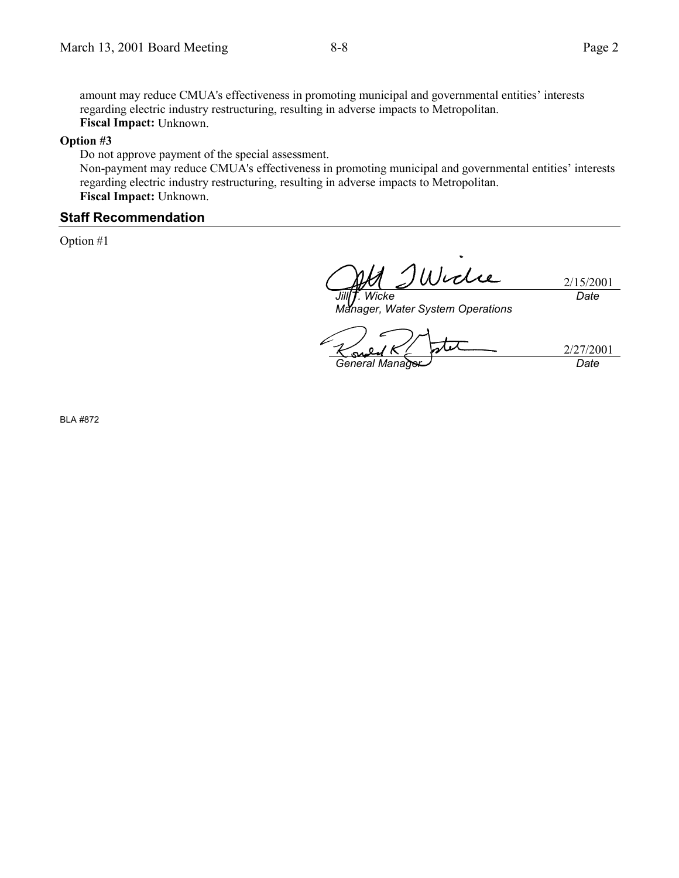amount may reduce CMUA's effectiveness in promoting municipal and governmental entities' interests regarding electric industry restructuring, resulting in adverse impacts to Metropolitan.
**Fiscal Impact:** Unknown.

**Option #3**

Do not approve payment of the special assessment.
Non-payment may reduce CMUA's effectiveness in promoting municipal and governmental entities' interests regarding electric industry restructuring, resulting in adverse impacts to Metropolitan.
**Fiscal Impact:** Unknown.

## Staff Recommendation

Option #1

2/15/2001

*Jill T. Wicke* — *Date*
*Manager, Water System Operations*

2/27/2001

*General Manager* — *Date*

BLA #872